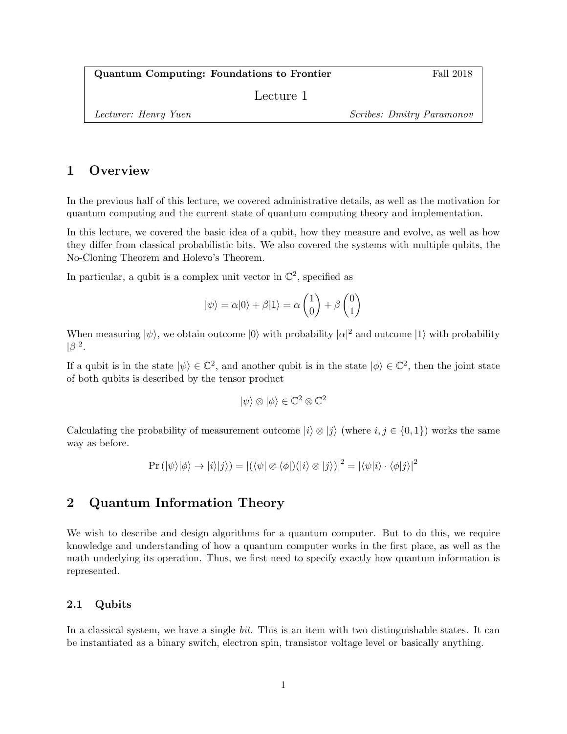**Quantum Computing: Foundations to Frontier** — Fall 2018

Lecture 1

*Lecturer: Henry Yuen* — *Scribes: Dmitry Paramonov*

# 1 Overview

In the previous half of this lecture, we covered administrative details, as well as the motivation for quantum computing and the current state of quantum computing theory and implementation.

In this lecture, we covered the basic idea of a qubit, how they measure and evolve, as well as how they differ from classical probabilistic bits. We also covered the systems with multiple qubits, the No-Cloning Theorem and Holevo's Theorem.

In particular, a qubit is a complex unit vector in $\mathbb{C}^2$, specified as

$$|\psi\rangle = \alpha|0\rangle + \beta|1\rangle = \alpha \begin{pmatrix} 1 \\ 0 \end{pmatrix} + \beta \begin{pmatrix} 0 \\ 1 \end{pmatrix}$$

When measuring $|\psi\rangle$, we obtain outcome $|0\rangle$ with probability $|\alpha|^2$ and outcome $|1\rangle$ with probability $|\beta|^2$.

If a qubit is in the state $|\psi\rangle \in \mathbb{C}^2$, and another qubit is in the state $|\phi\rangle \in \mathbb{C}^2$, then the joint state of both qubits is described by the tensor product

$$|\psi\rangle \otimes |\phi\rangle \in \mathbb{C}^2 \otimes \mathbb{C}^2$$

Calculating the probability of measurement outcome $|i\rangle \otimes |j\rangle$ (where $i, j \in \{0, 1\}$) works the same way as before.

$$\Pr\left(|\psi\rangle|\phi\rangle \to |i\rangle|j\rangle\right) = |(\langle\psi| \otimes \langle\phi|)(|i\rangle \otimes |j\rangle)|^2 = |\langle\psi|i\rangle \cdot \langle\phi|j\rangle|^2$$

# 2 Quantum Information Theory

We wish to describe and design algorithms for a quantum computer. But to do this, we require knowledge and understanding of how a quantum computer works in the first place, as well as the math underlying its operation. Thus, we first need to specify exactly how quantum information is represented.

## 2.1 Qubits

In a classical system, we have a single *bit*. This is an item with two distinguishable states. It can be instantiated as a binary switch, electron spin, transistor voltage level or basically anything.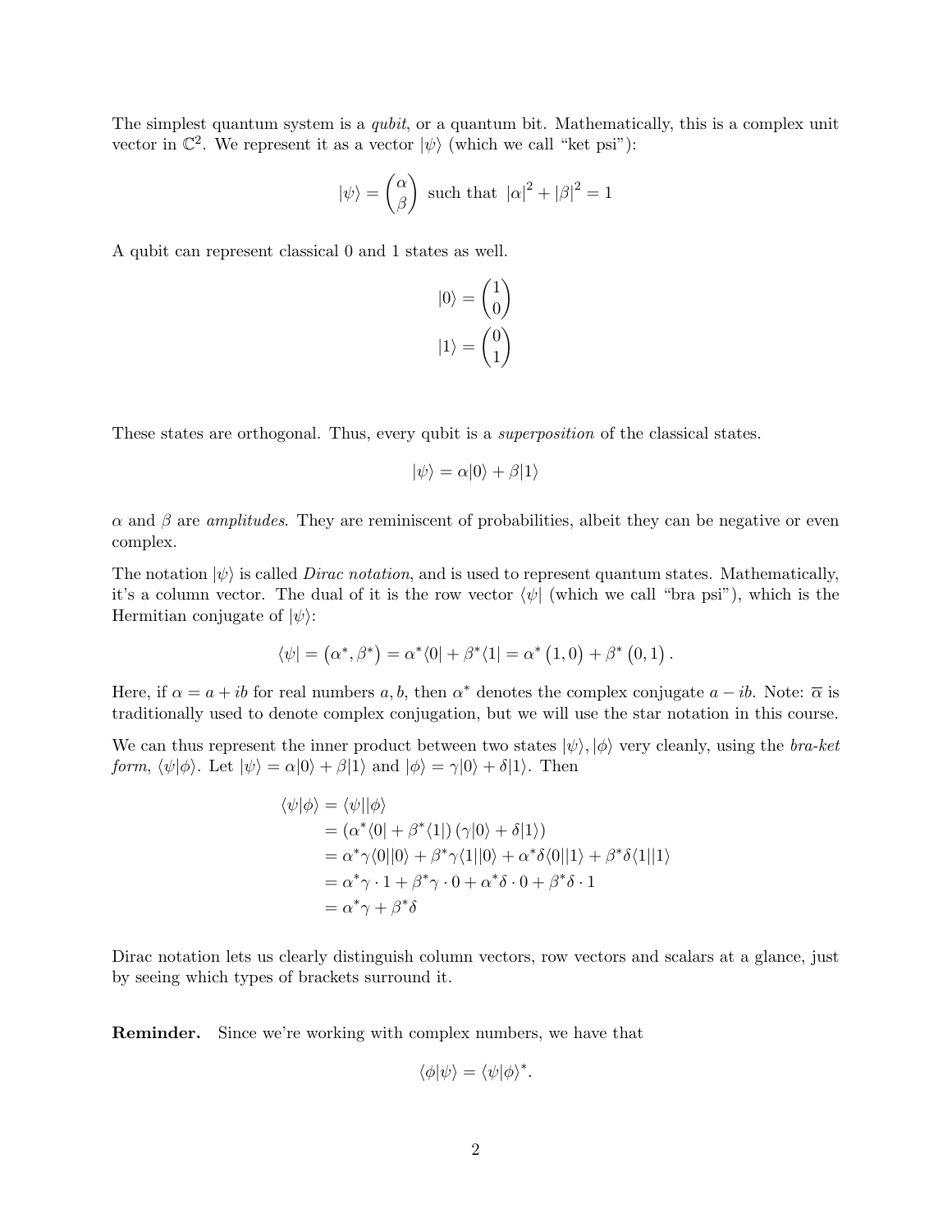The simplest quantum system is a *qubit*, or a quantum bit. Mathematically, this is a complex unit vector in $\mathbb{C}^2$. We represent it as a vector $|\psi\rangle$ (which we call "ket psi"):

$$|\psi\rangle = \begin{pmatrix} \alpha \\ \beta \end{pmatrix} \text{ such that } |\alpha|^2 + |\beta|^2 = 1$$

A qubit can represent classical 0 and 1 states as well.

$$|0\rangle = \begin{pmatrix} 1 \\ 0 \end{pmatrix}$$
$$|1\rangle = \begin{pmatrix} 0 \\ 1 \end{pmatrix}$$

These states are orthogonal. Thus, every qubit is a *superposition* of the classical states.

$$|\psi\rangle = \alpha|0\rangle + \beta|1\rangle$$

$\alpha$ and $\beta$ are *amplitudes*. They are reminiscent of probabilities, albeit they can be negative or even complex.

The notation $|\psi\rangle$ is called *Dirac notation*, and is used to represent quantum states. Mathematically, it's a column vector. The dual of it is the row vector $\langle\psi|$ (which we call "bra psi"), which is the Hermitian conjugate of $|\psi\rangle$:

$$\langle\psi| = \begin{pmatrix} \alpha^*, \beta^* \end{pmatrix} = \alpha^*\langle 0| + \beta^*\langle 1| = \alpha^* \begin{pmatrix} 1, 0 \end{pmatrix} + \beta^* \begin{pmatrix} 0, 1 \end{pmatrix}.$$

Here, if $\alpha = a + ib$ for real numbers $a, b$, then $\alpha^*$ denotes the complex conjugate $a - ib$. Note: $\overline{\alpha}$ is traditionally used to denote complex conjugation, but we will use the star notation in this course.

We can thus represent the inner product between two states $|\psi\rangle, |\phi\rangle$ very cleanly, using the *bra-ket form*, $\langle\psi|\phi\rangle$. Let $|\psi\rangle = \alpha|0\rangle + \beta|1\rangle$ and $|\phi\rangle = \gamma|0\rangle + \delta|1\rangle$. Then

$$\begin{aligned}
\langle\psi|\phi\rangle &= \langle\psi||\phi\rangle \\
&= (\alpha^*\langle 0| + \beta^*\langle 1|)(\gamma|0\rangle + \delta|1\rangle) \\
&= \alpha^*\gamma\langle 0||0\rangle + \beta^*\gamma\langle 1||0\rangle + \alpha^*\delta\langle 0||1\rangle + \beta^*\delta\langle 1||1\rangle \\
&= \alpha^*\gamma \cdot 1 + \beta^*\gamma \cdot 0 + \alpha^*\delta \cdot 0 + \beta^*\delta \cdot 1 \\
&= \alpha^*\gamma + \beta^*\delta
\end{aligned}$$

Dirac notation lets us clearly distinguish column vectors, row vectors and scalars at a glance, just by seeing which types of brackets surround it.

**Reminder.** Since we're working with complex numbers, we have that

$$\langle\phi|\psi\rangle = \langle\psi|\phi\rangle^*.$$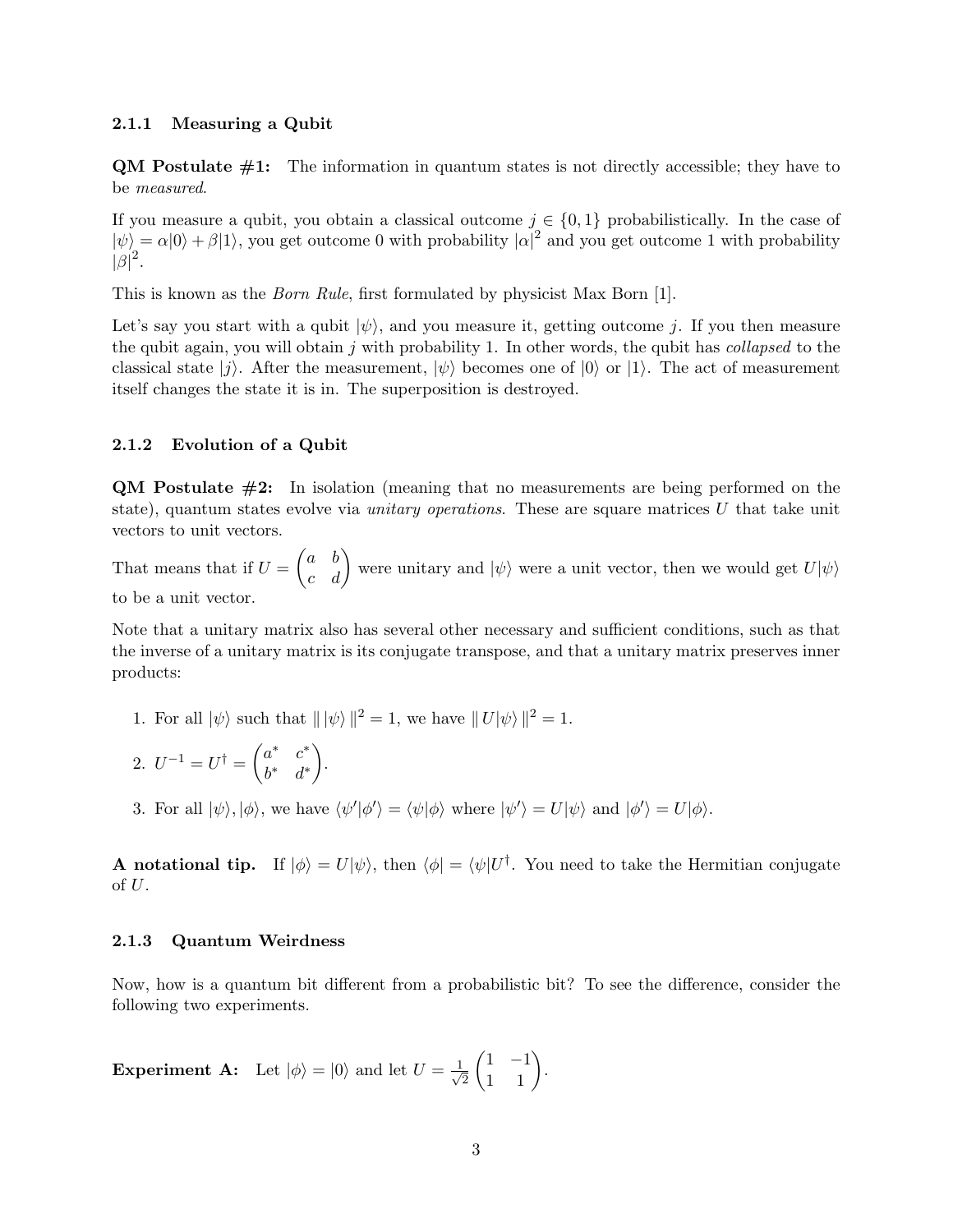### 2.1.1 Measuring a Qubit

**QM Postulate #1:** The information in quantum states is not directly accessible; they have to be *measured*.

If you measure a qubit, you obtain a classical outcome $j \in \{0, 1\}$ probabilistically. In the case of $|\psi\rangle = \alpha|0\rangle + \beta|1\rangle$, you get outcome 0 with probability $|\alpha|^2$ and you get outcome 1 with probability $|\beta|^2$.

This is known as the *Born Rule*, first formulated by physicist Max Born [1].

Let's say you start with a qubit $|\psi\rangle$, and you measure it, getting outcome $j$. If you then measure the qubit again, you will obtain $j$ with probability 1. In other words, the qubit has *collapsed* to the classical state $|j\rangle$. After the measurement, $|\psi\rangle$ becomes one of $|0\rangle$ or $|1\rangle$. The act of measurement itself changes the state it is in. The superposition is destroyed.

### 2.1.2 Evolution of a Qubit

**QM Postulate #2:** In isolation (meaning that no measurements are being performed on the state), quantum states evolve via *unitary operations*. These are square matrices $U$ that take unit vectors to unit vectors.

That means that if $U = \begin{pmatrix} a & b \\ c & d \end{pmatrix}$ were unitary and $|\psi\rangle$ were a unit vector, then we would get $U|\psi\rangle$ to be a unit vector.

Note that a unitary matrix also has several other necessary and sufficient conditions, such as that the inverse of a unitary matrix is its conjugate transpose, and that a unitary matrix preserves inner products:

1. For all $|\psi\rangle$ such that $\| \, |\psi\rangle \, \|^2 = 1$, we have $\| \, U|\psi\rangle \, \|^2 = 1$.
2. $U^{-1} = U^\dagger = \begin{pmatrix} a^* & c^* \\ b^* & d^* \end{pmatrix}$.
3. For all $|\psi\rangle, |\phi\rangle$, we have $\langle \psi' | \phi' \rangle = \langle \psi | \phi \rangle$ where $|\psi'\rangle = U|\psi\rangle$ and $|\phi'\rangle = U|\phi\rangle$.

**A notational tip.** If $|\phi\rangle = U|\psi\rangle$, then $\langle \phi| = \langle \psi|U^\dagger$. You need to take the Hermitian conjugate of $U$.

### 2.1.3 Quantum Weirdness

Now, how is a quantum bit different from a probabilistic bit? To see the difference, consider the following two experiments.

**Experiment A:** Let $|\phi\rangle = |0\rangle$ and let $U = \frac{1}{\sqrt{2}} \begin{pmatrix} 1 & -1 \\ 1 & 1 \end{pmatrix}$.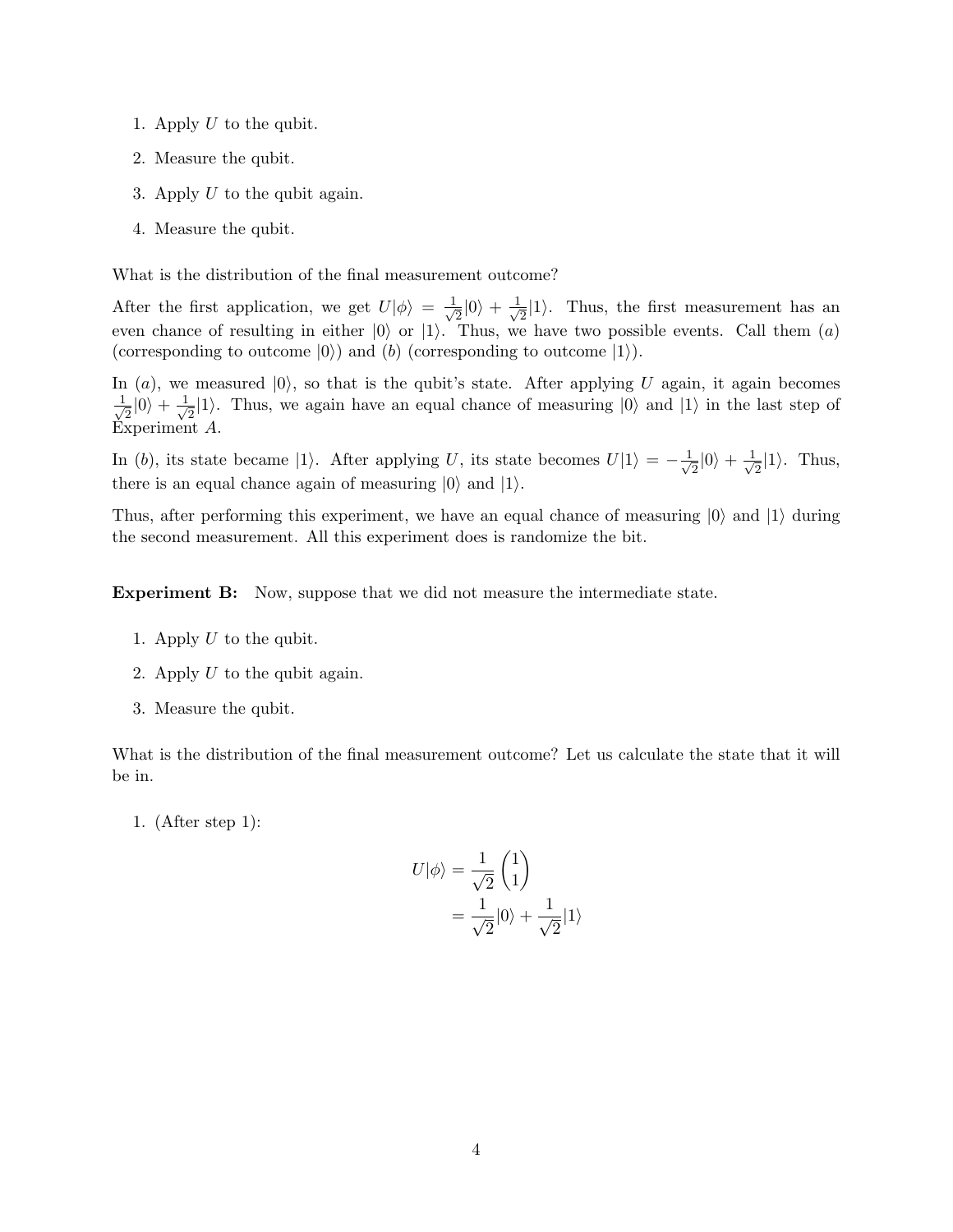1. Apply $U$ to the qubit.
2. Measure the qubit.
3. Apply $U$ to the qubit again.
4. Measure the qubit.

What is the distribution of the final measurement outcome?

After the first application, we get $U|\phi\rangle = \frac{1}{\sqrt{2}}|0\rangle + \frac{1}{\sqrt{2}}|1\rangle$. Thus, the first measurement has an even chance of resulting in either $|0\rangle$ or $|1\rangle$. Thus, we have two possible events. Call them $(a)$ (corresponding to outcome $|0\rangle$) and $(b)$ (corresponding to outcome $|1\rangle$).

In $(a)$, we measured $|0\rangle$, so that is the qubit's state. After applying $U$ again, it again becomes $\frac{1}{\sqrt{2}}|0\rangle + \frac{1}{\sqrt{2}}|1\rangle$. Thus, we again have an equal chance of measuring $|0\rangle$ and $|1\rangle$ in the last step of Experiment $A$.

In $(b)$, its state became $|1\rangle$. After applying $U$, its state becomes $U|1\rangle = -\frac{1}{\sqrt{2}}|0\rangle + \frac{1}{\sqrt{2}}|1\rangle$. Thus, there is an equal chance again of measuring $|0\rangle$ and $|1\rangle$.

Thus, after performing this experiment, we have an equal chance of measuring $|0\rangle$ and $|1\rangle$ during the second measurement. All this experiment does is randomize the bit.

**Experiment B:** Now, suppose that we did not measure the intermediate state.

1. Apply $U$ to the qubit.
2. Apply $U$ to the qubit again.
3. Measure the qubit.

What is the distribution of the final measurement outcome? Let us calculate the state that it will be in.

1. (After step 1):

$$
\begin{aligned}
U|\phi\rangle &= \frac{1}{\sqrt{2}}\begin{pmatrix}1\\1\end{pmatrix} \\
&= \frac{1}{\sqrt{2}}|0\rangle + \frac{1}{\sqrt{2}}|1\rangle
\end{aligned}
$$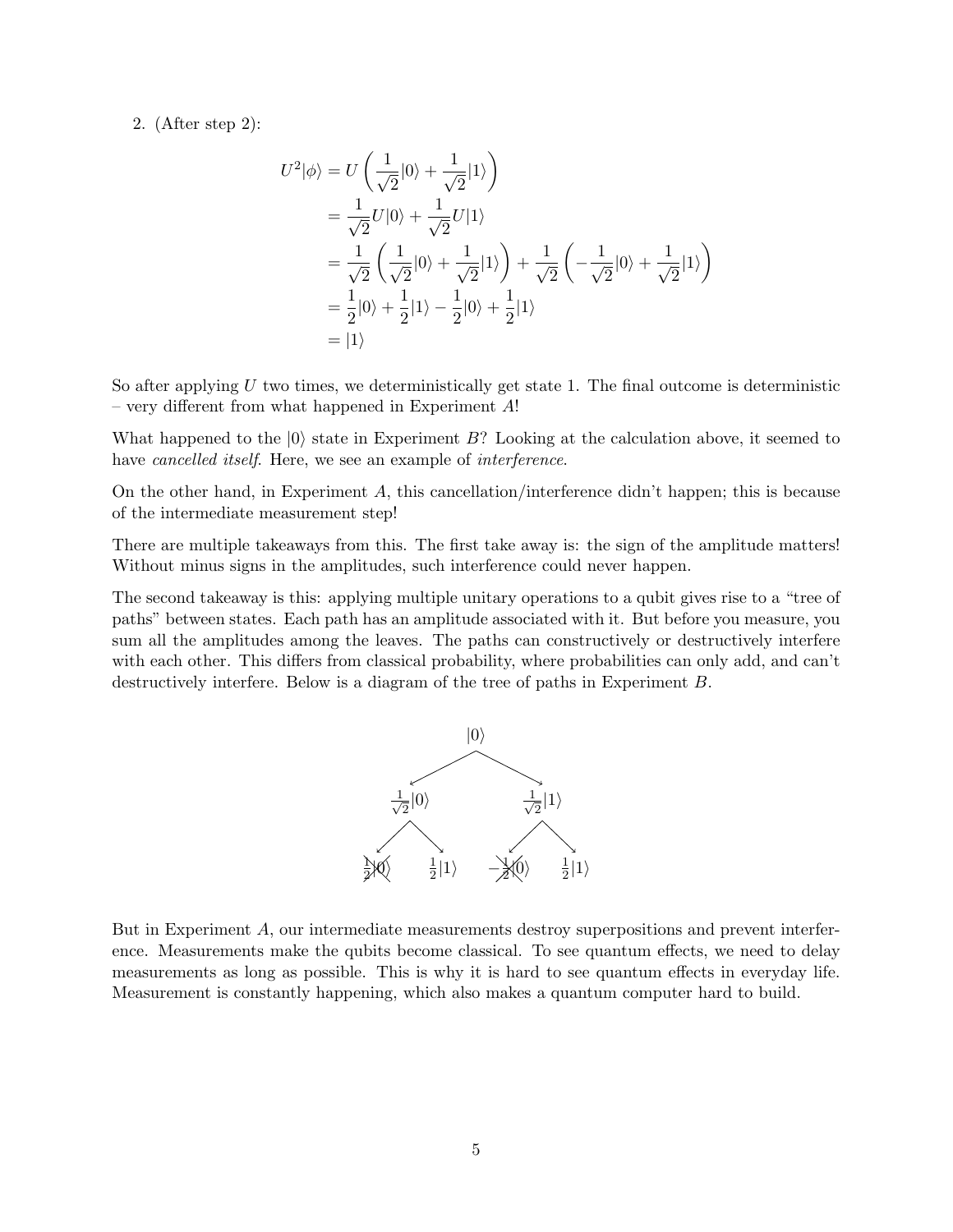2. (After step 2):

$$
\begin{aligned}
U^2|\phi\rangle &= U\left(\frac{1}{\sqrt{2}}|0\rangle + \frac{1}{\sqrt{2}}|1\rangle\right) \\
&= \frac{1}{\sqrt{2}}U|0\rangle + \frac{1}{\sqrt{2}}U|1\rangle \\
&= \frac{1}{\sqrt{2}}\left(\frac{1}{\sqrt{2}}|0\rangle + \frac{1}{\sqrt{2}}|1\rangle\right) + \frac{1}{\sqrt{2}}\left(-\frac{1}{\sqrt{2}}|0\rangle + \frac{1}{\sqrt{2}}|1\rangle\right) \\
&= \frac{1}{2}|0\rangle + \frac{1}{2}|1\rangle - \frac{1}{2}|0\rangle + \frac{1}{2}|1\rangle \\
&= |1\rangle
\end{aligned}
$$

So after applying $U$ two times, we deterministically get state 1. The final outcome is deterministic – very different from what happened in Experiment $A$!

What happened to the $|0\rangle$ state in Experiment $B$? Looking at the calculation above, it seemed to have *cancelled itself*. Here, we see an example of *interference*.

On the other hand, in Experiment $A$, this cancellation/interference didn't happen; this is because of the intermediate measurement step!

There are multiple takeaways from this. The first take away is: the sign of the amplitude matters! Without minus signs in the amplitudes, such interference could never happen.

The second takeaway is this: applying multiple unitary operations to a qubit gives rise to a "tree of paths" between states. Each path has an amplitude associated with it. But before you measure, you sum all the amplitudes among the leaves. The paths can constructively or destructively interfere with each other. This differs from classical probability, where probabilities can only add, and can't destructively interfere. Below is a diagram of the tree of paths in Experiment $B$.

$$|0\rangle$$

$$\frac{1}{\sqrt{2}}|0\rangle \qquad\qquad \frac{1}{\sqrt{2}}|1\rangle$$

$$\frac{1}{2}|0\rangle \qquad \frac{1}{2}|1\rangle \qquad -\frac{1}{2}|0\rangle \qquad \frac{1}{2}|1\rangle$$

But in Experiment $A$, our intermediate measurements destroy superpositions and prevent interference. Measurements make the qubits become classical. To see quantum effects, we need to delay measurements as long as possible. This is why it is hard to see quantum effects in everyday life. Measurement is constantly happening, which also makes a quantum computer hard to build.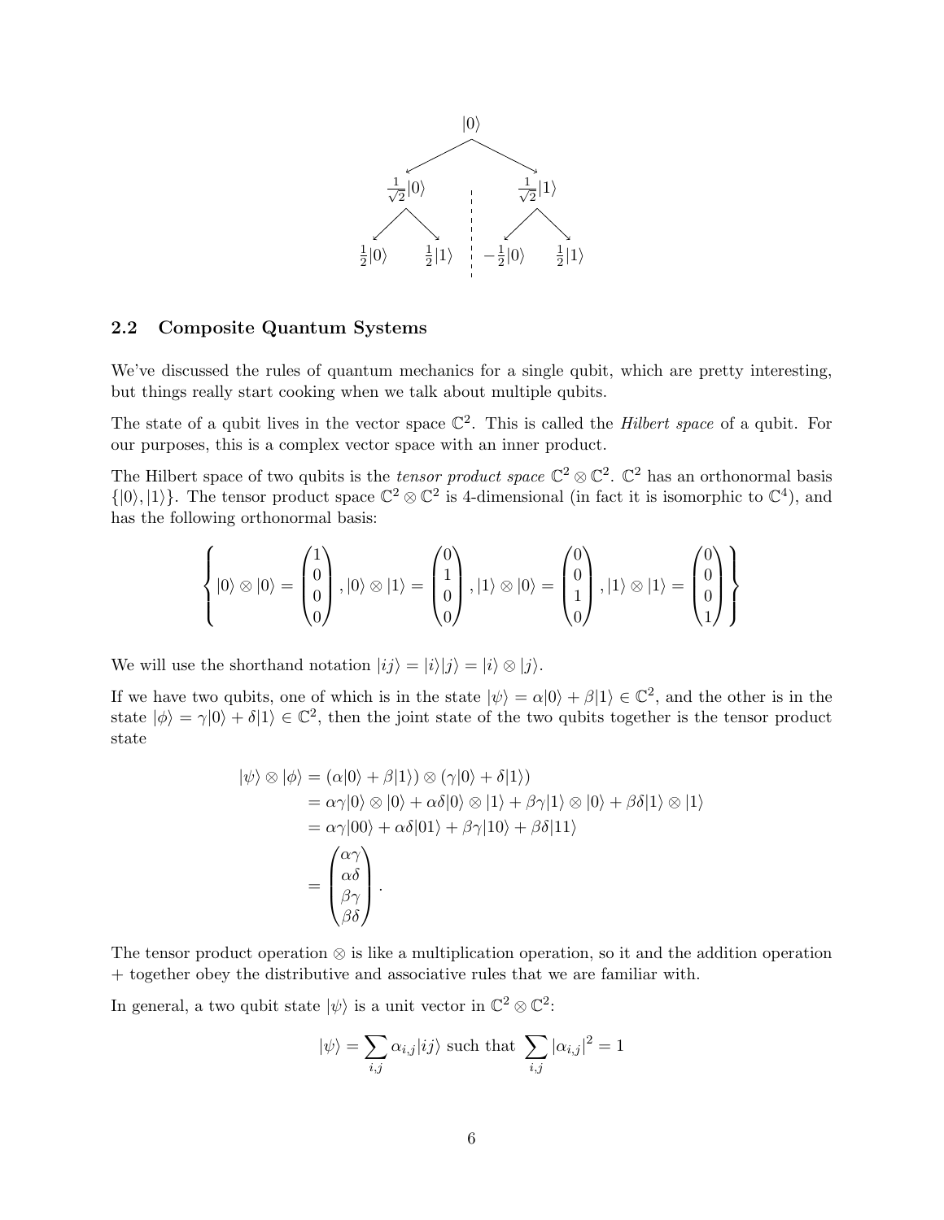$$|0\rangle \to \tfrac{1}{\sqrt{2}}|0\rangle,\ \tfrac{1}{\sqrt{2}}|1\rangle$$

$$\tfrac{1}{\sqrt{2}}|0\rangle \to \tfrac{1}{2}|0\rangle,\ \tfrac{1}{2}|1\rangle \qquad \tfrac{1}{\sqrt{2}}|1\rangle \to -\tfrac{1}{2}|0\rangle,\ \tfrac{1}{2}|1\rangle$$

### 2.2 Composite Quantum Systems

We've discussed the rules of quantum mechanics for a single qubit, which are pretty interesting, but things really start cooking when we talk about multiple qubits.

The state of a qubit lives in the vector space $\mathbb{C}^2$. This is called the *Hilbert space* of a qubit. For our purposes, this is a complex vector space with an inner product.

The Hilbert space of two qubits is the *tensor product space* $\mathbb{C}^2 \otimes \mathbb{C}^2$. $\mathbb{C}^2$ has an orthonormal basis $\{|0\rangle, |1\rangle\}$. The tensor product space $\mathbb{C}^2 \otimes \mathbb{C}^2$ is 4-dimensional (in fact it is isomorphic to $\mathbb{C}^4$), and has the following orthonormal basis:

$$\left\{ |0\rangle \otimes |0\rangle = \begin{pmatrix}1\\0\\0\\0\end{pmatrix}, |0\rangle \otimes |1\rangle = \begin{pmatrix}0\\1\\0\\0\end{pmatrix}, |1\rangle \otimes |0\rangle = \begin{pmatrix}0\\0\\1\\0\end{pmatrix}, |1\rangle \otimes |1\rangle = \begin{pmatrix}0\\0\\0\\1\end{pmatrix} \right\}$$

We will use the shorthand notation $|ij\rangle = |i\rangle|j\rangle = |i\rangle \otimes |j\rangle$.

If we have two qubits, one of which is in the state $|\psi\rangle = \alpha|0\rangle + \beta|1\rangle \in \mathbb{C}^2$, and the other is in the state $|\phi\rangle = \gamma|0\rangle + \delta|1\rangle \in \mathbb{C}^2$, then the joint state of the two qubits together is the tensor product state

$$\begin{aligned}
|\psi\rangle \otimes |\phi\rangle &= (\alpha|0\rangle + \beta|1\rangle) \otimes (\gamma|0\rangle + \delta|1\rangle) \\
&= \alpha\gamma|0\rangle \otimes |0\rangle + \alpha\delta|0\rangle \otimes |1\rangle + \beta\gamma|1\rangle \otimes |0\rangle + \beta\delta|1\rangle \otimes |1\rangle \\
&= \alpha\gamma|00\rangle + \alpha\delta|01\rangle + \beta\gamma|10\rangle + \beta\delta|11\rangle \\
&= \begin{pmatrix}\alpha\gamma\\ \alpha\delta\\ \beta\gamma\\ \beta\delta\end{pmatrix}.
\end{aligned}$$

The tensor product operation $\otimes$ is like a multiplication operation, so it and the addition operation $+$ together obey the distributive and associative rules that we are familiar with.

In general, a two qubit state $|\psi\rangle$ is a unit vector in $\mathbb{C}^2 \otimes \mathbb{C}^2$:

$$|\psi\rangle = \sum_{i,j} \alpha_{i,j}|ij\rangle \text{ such that } \sum_{i,j} |\alpha_{i,j}|^2 = 1$$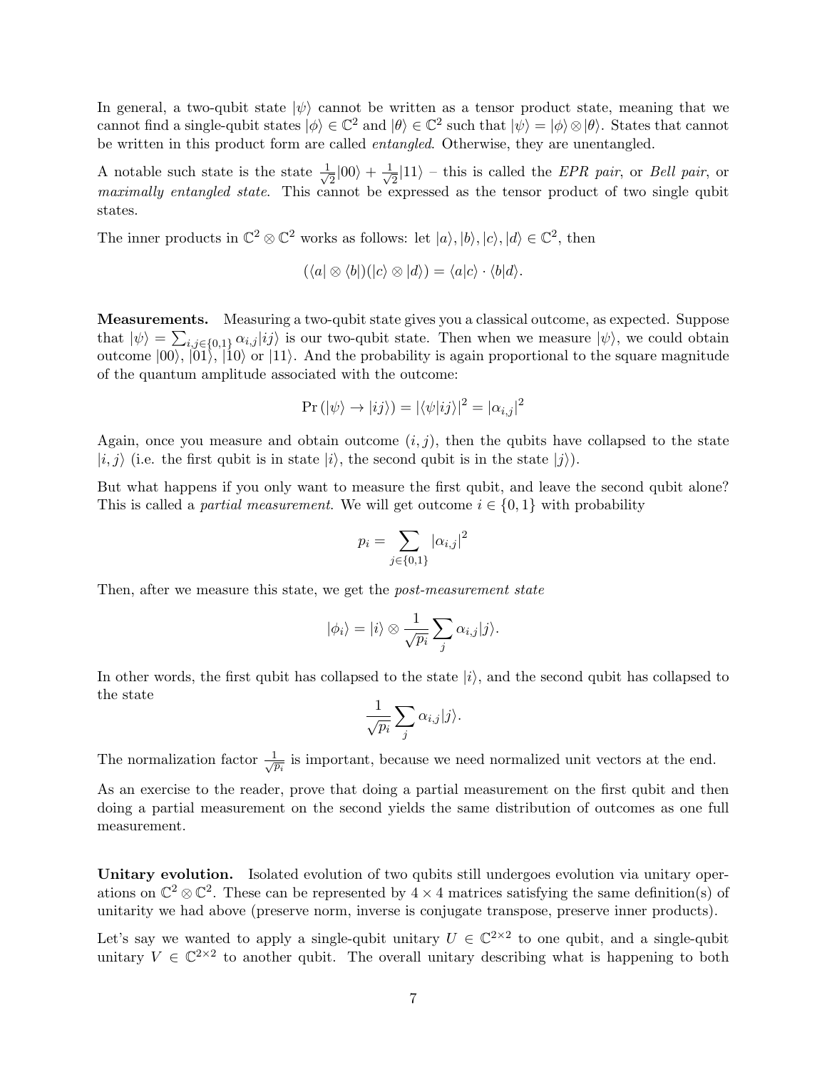In general, a two-qubit state $|\psi\rangle$ cannot be written as a tensor product state, meaning that we cannot find a single-qubit states $|\phi\rangle \in \mathbb{C}^2$ and $|\theta\rangle \in \mathbb{C}^2$ such that $|\psi\rangle = |\phi\rangle \otimes |\theta\rangle$. States that cannot be written in this product form are called *entangled*. Otherwise, they are unentangled.

A notable such state is the state $\frac{1}{\sqrt{2}}|00\rangle + \frac{1}{\sqrt{2}}|11\rangle$ – this is called the *EPR pair*, or *Bell pair*, or *maximally entangled state*. This cannot be expressed as the tensor product of two single qubit states.

The inner products in $\mathbb{C}^2 \otimes \mathbb{C}^2$ works as follows: let $|a\rangle, |b\rangle, |c\rangle, |d\rangle \in \mathbb{C}^2$, then

$$(\langle a| \otimes \langle b|)(|c\rangle \otimes |d\rangle) = \langle a|c\rangle \cdot \langle b|d\rangle.$$

**Measurements.** Measuring a two-qubit state gives you a classical outcome, as expected. Suppose that $|\psi\rangle = \sum_{i,j\in\{0,1\}} \alpha_{i,j}|ij\rangle$ is our two-qubit state. Then when we measure $|\psi\rangle$, we could obtain outcome $|00\rangle$, $|01\rangle$, $|10\rangle$ or $|11\rangle$. And the probability is again proportional to the square magnitude of the quantum amplitude associated with the outcome:

$$\Pr\left(|\psi\rangle \to |ij\rangle\right) = |\langle\psi|ij\rangle|^2 = |\alpha_{i,j}|^2$$

Again, once you measure and obtain outcome $(i, j)$, then the qubits have collapsed to the state $|i, j\rangle$ (i.e. the first qubit is in state $|i\rangle$, the second qubit is in the state $|j\rangle$).

But what happens if you only want to measure the first qubit, and leave the second qubit alone? This is called a *partial measurement*. We will get outcome $i \in \{0, 1\}$ with probability

$$p_i = \sum_{j\in\{0,1\}} |\alpha_{i,j}|^2$$

Then, after we measure this state, we get the *post-measurement state*

$$|\phi_i\rangle = |i\rangle \otimes \frac{1}{\sqrt{p_i}} \sum_j \alpha_{i,j}|j\rangle.$$

In other words, the first qubit has collapsed to the state $|i\rangle$, and the second qubit has collapsed to the state

$$\frac{1}{\sqrt{p_i}} \sum_j \alpha_{i,j}|j\rangle.$$

The normalization factor $\frac{1}{\sqrt{p_i}}$ is important, because we need normalized unit vectors at the end.

As an exercise to the reader, prove that doing a partial measurement on the first qubit and then doing a partial measurement on the second yields the same distribution of outcomes as one full measurement.

**Unitary evolution.** Isolated evolution of two qubits still undergoes evolution via unitary operations on $\mathbb{C}^2 \otimes \mathbb{C}^2$. These can be represented by $4 \times 4$ matrices satisfying the same definition(s) of unitarity we had above (preserve norm, inverse is conjugate transpose, preserve inner products).

Let's say we wanted to apply a single-qubit unitary $U \in \mathbb{C}^{2\times 2}$ to one qubit, and a single-qubit unitary $V \in \mathbb{C}^{2\times 2}$ to another qubit. The overall unitary describing what is happening to both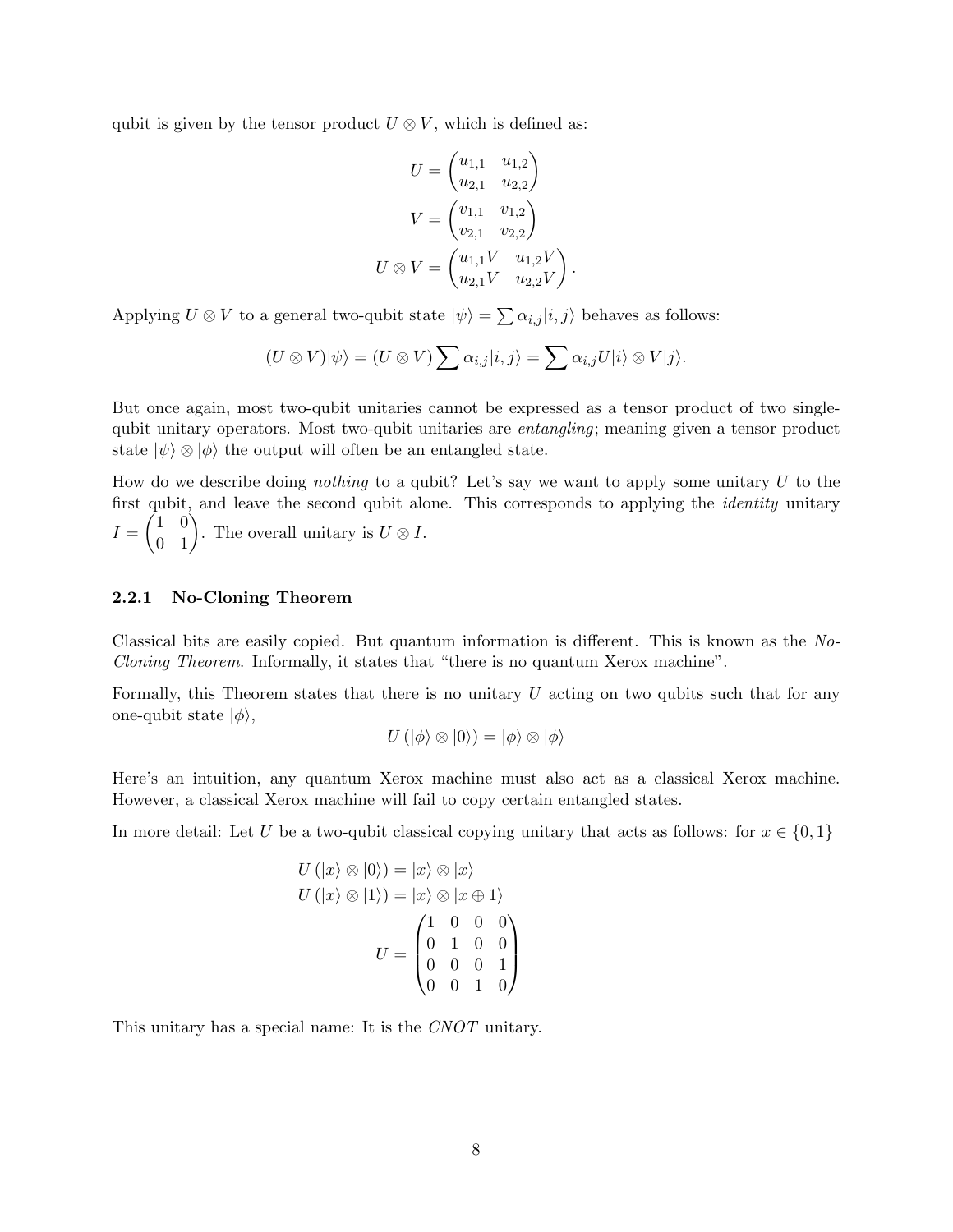qubit is given by the tensor product $U \otimes V$, which is defined as:

$$
U = \begin{pmatrix} u_{1,1} & u_{1,2} \\ u_{2,1} & u_{2,2} \end{pmatrix}
$$

$$
V = \begin{pmatrix} v_{1,1} & v_{1,2} \\ v_{2,1} & v_{2,2} \end{pmatrix}
$$

$$
U \otimes V = \begin{pmatrix} u_{1,1}V & u_{1,2}V \\ u_{2,1}V & u_{2,2}V \end{pmatrix}.
$$

Applying $U \otimes V$ to a general two-qubit state $|\psi\rangle = \sum \alpha_{i,j}|i,j\rangle$ behaves as follows:

$$
(U \otimes V)|\psi\rangle = (U \otimes V) \sum \alpha_{i,j}|i,j\rangle = \sum \alpha_{i,j} U|i\rangle \otimes V|j\rangle.
$$

But once again, most two-qubit unitaries cannot be expressed as a tensor product of two single-qubit unitary operators. Most two-qubit unitaries are *entangling*; meaning given a tensor product state $|\psi\rangle \otimes |\phi\rangle$ the output will often be an entangled state.

How do we describe doing *nothing* to a qubit? Let's say we want to apply some unitary $U$ to the first qubit, and leave the second qubit alone. This corresponds to applying the *identity* unitary $I = \begin{pmatrix} 1 & 0 \\ 0 & 1 \end{pmatrix}$. The overall unitary is $U \otimes I$.

### 2.2.1 No-Cloning Theorem

Classical bits are easily copied. But quantum information is different. This is known as the *No-Cloning Theorem*. Informally, it states that "there is no quantum Xerox machine".

Formally, this Theorem states that there is no unitary $U$ acting on two qubits such that for any one-qubit state $|\phi\rangle$,

$$
U(|\phi\rangle \otimes |0\rangle) = |\phi\rangle \otimes |\phi\rangle
$$

Here's an intuition, any quantum Xerox machine must also act as a classical Xerox machine. However, a classical Xerox machine will fail to copy certain entangled states.

In more detail: Let $U$ be a two-qubit classical copying unitary that acts as follows: for $x \in \{0,1\}$

$$
U(|x\rangle \otimes |0\rangle) = |x\rangle \otimes |x\rangle
$$

$$
U(|x\rangle \otimes |1\rangle) = |x\rangle \otimes |x \oplus 1\rangle
$$

$$
U = \begin{pmatrix} 1 & 0 & 0 & 0 \\ 0 & 1 & 0 & 0 \\ 0 & 0 & 0 & 1 \\ 0 & 0 & 1 & 0 \end{pmatrix}
$$

This unitary has a special name: It is the *CNOT* unitary.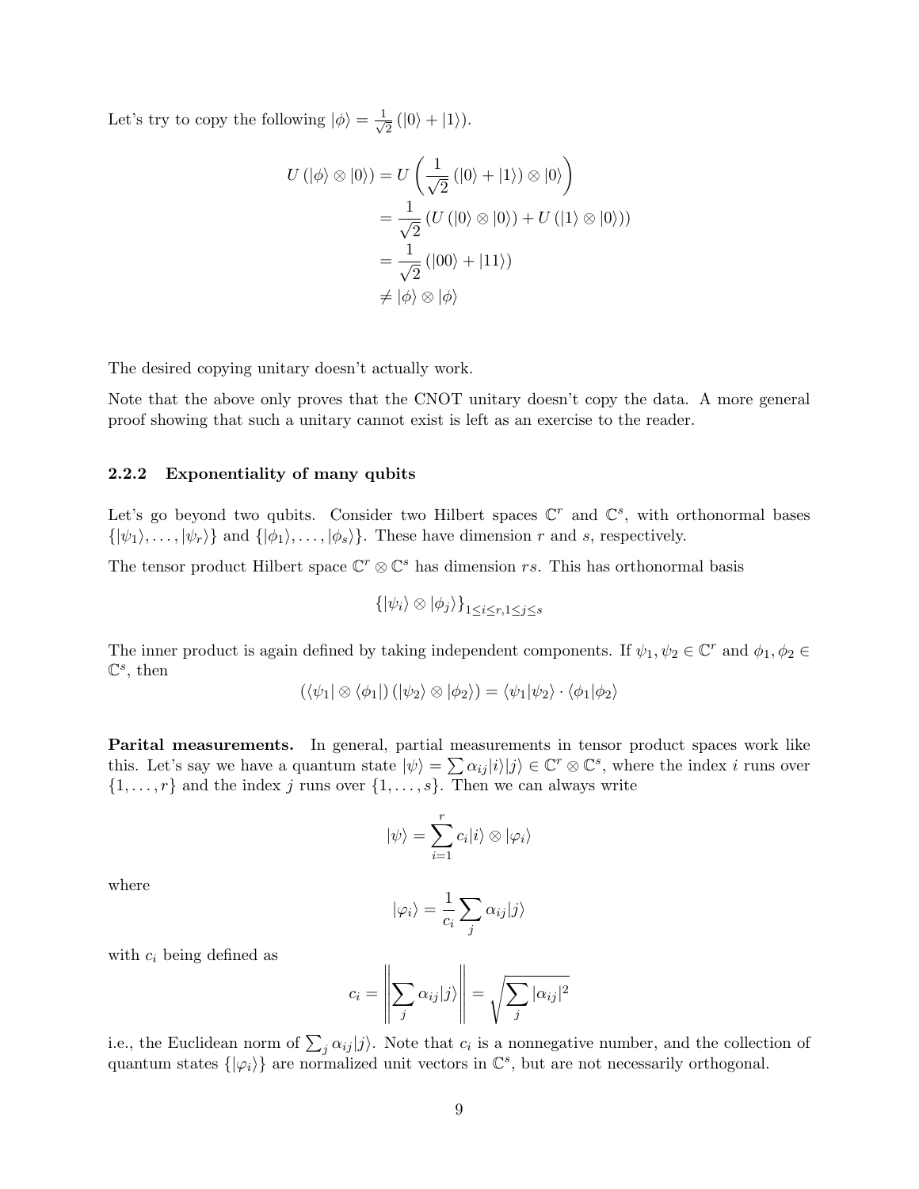Let's try to copy the following $|\phi\rangle = \frac{1}{\sqrt{2}}(|0\rangle + |1\rangle)$.

$$
\begin{aligned}
U(|\phi\rangle \otimes |0\rangle) &= U\left(\frac{1}{\sqrt{2}}(|0\rangle + |1\rangle) \otimes |0\rangle\right) \\
&= \frac{1}{\sqrt{2}}\left(U(|0\rangle \otimes |0\rangle) + U(|1\rangle \otimes |0\rangle)\right) \\
&= \frac{1}{\sqrt{2}}(|00\rangle + |11\rangle) \\
&\neq |\phi\rangle \otimes |\phi\rangle
\end{aligned}
$$

The desired copying unitary doesn't actually work.

Note that the above only proves that the CNOT unitary doesn't copy the data. A more general proof showing that such a unitary cannot exist is left as an exercise to the reader.

### 2.2.2 Exponentiality of many qubits

Let's go beyond two qubits. Consider two Hilbert spaces $\mathbb{C}^r$ and $\mathbb{C}^s$, with orthonormal bases $\{|\psi_1\rangle, \ldots, |\psi_r\rangle\}$ and $\{|\phi_1\rangle, \ldots, |\phi_s\rangle\}$. These have dimension $r$ and $s$, respectively.

The tensor product Hilbert space $\mathbb{C}^r \otimes \mathbb{C}^s$ has dimension $rs$. This has orthonormal basis

$$
\{|\psi_i\rangle \otimes |\phi_j\rangle\}_{1 \le i \le r, 1 \le j \le s}
$$

The inner product is again defined by taking independent components. If $\psi_1, \psi_2 \in \mathbb{C}^r$ and $\phi_1, \phi_2 \in \mathbb{C}^s$, then

$$
(\langle\psi_1| \otimes \langle\phi_1|)(|\psi_2\rangle \otimes |\phi_2\rangle) = \langle\psi_1|\psi_2\rangle \cdot \langle\phi_1|\phi_2\rangle
$$

**Parital measurements.** In general, partial measurements in tensor product spaces work like this. Let's say we have a quantum state $|\psi\rangle = \sum \alpha_{ij}|i\rangle|j\rangle \in \mathbb{C}^r \otimes \mathbb{C}^s$, where the index $i$ runs over $\{1, \ldots, r\}$ and the index $j$ runs over $\{1, \ldots, s\}$. Then we can always write

$$
|\psi\rangle = \sum_{i=1}^{r} c_i |i\rangle \otimes |\varphi_i\rangle
$$

where

$$
|\varphi_i\rangle = \frac{1}{c_i}\sum_j \alpha_{ij}|j\rangle
$$

with $c_i$ being defined as

$$
c_i = \left\| \sum_j \alpha_{ij}|j\rangle \right\| = \sqrt{\sum_j |\alpha_{ij}|^2}
$$

i.e., the Euclidean norm of $\sum_j \alpha_{ij}|j\rangle$. Note that $c_i$ is a nonnegative number, and the collection of quantum states $\{|\varphi_i\rangle\}$ are normalized unit vectors in $\mathbb{C}^s$, but are not necessarily orthogonal.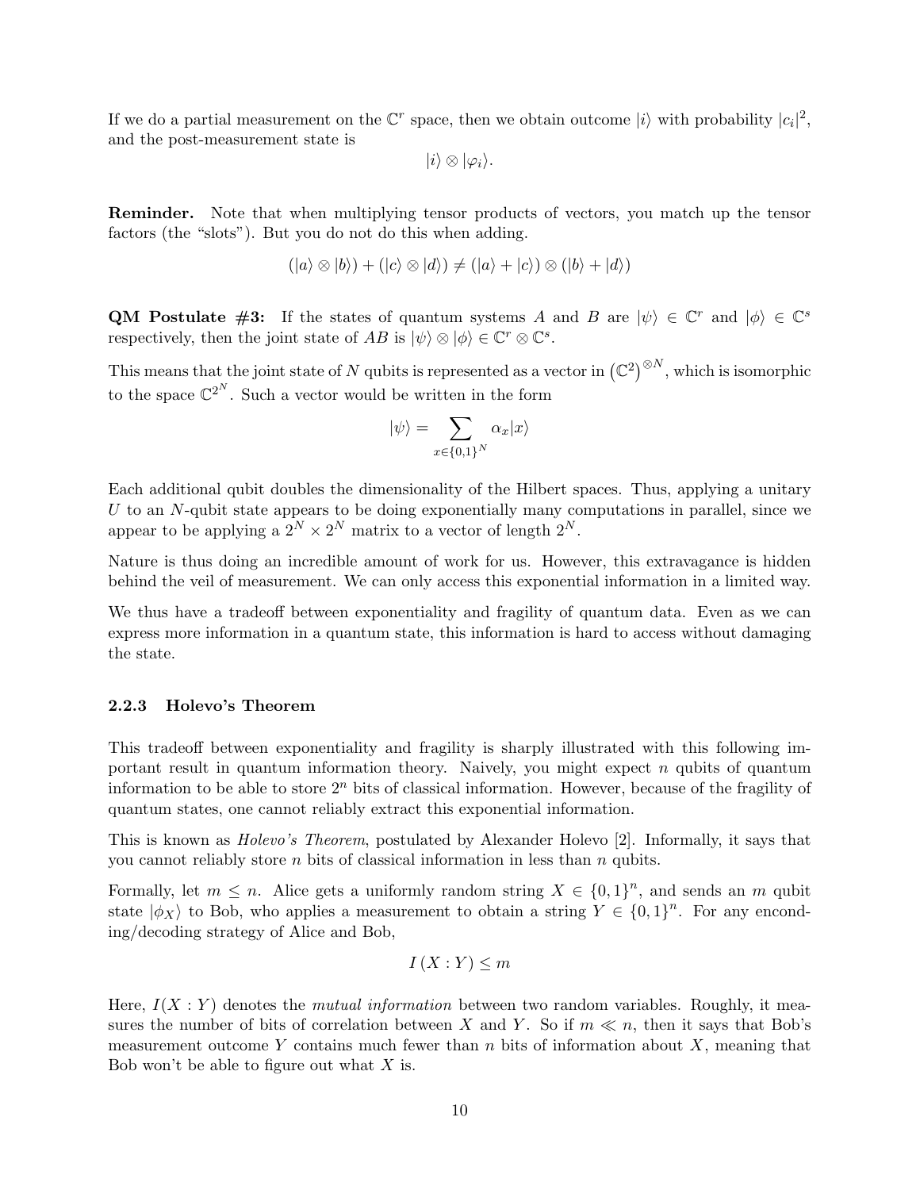If we do a partial measurement on the $\mathbb{C}^r$ space, then we obtain outcome $|i\rangle$ with probability $|c_i|^2$, and the post-measurement state is

$$|i\rangle \otimes |\varphi_i\rangle.$$

**Reminder.** Note that when multiplying tensor products of vectors, you match up the tensor factors (the "slots"). But you do not do this when adding.

$$(|a\rangle \otimes |b\rangle) + (|c\rangle \otimes |d\rangle) \neq (|a\rangle + |c\rangle) \otimes (|b\rangle + |d\rangle)$$

**QM Postulate #3:** If the states of quantum systems $A$ and $B$ are $|\psi\rangle \in \mathbb{C}^r$ and $|\phi\rangle \in \mathbb{C}^s$ respectively, then the joint state of $AB$ is $|\psi\rangle \otimes |\phi\rangle \in \mathbb{C}^r \otimes \mathbb{C}^s$.

This means that the joint state of $N$ qubits is represented as a vector in $\left(\mathbb{C}^2\right)^{\otimes N}$, which is isomorphic to the space $\mathbb{C}^{2^N}$. Such a vector would be written in the form

$$|\psi\rangle = \sum_{x \in \{0,1\}^N} \alpha_x |x\rangle$$

Each additional qubit doubles the dimensionality of the Hilbert spaces. Thus, applying a unitary $U$ to an $N$-qubit state appears to be doing exponentially many computations in parallel, since we appear to be applying a $2^N \times 2^N$ matrix to a vector of length $2^N$.

Nature is thus doing an incredible amount of work for us. However, this extravagance is hidden behind the veil of measurement. We can only access this exponential information in a limited way.

We thus have a tradeoff between exponentiality and fragility of quantum data. Even as we can express more information in a quantum state, this information is hard to access without damaging the state.

### 2.2.3 Holevo's Theorem

This tradeoff between exponentiality and fragility is sharply illustrated with this following important result in quantum information theory. Naively, you might expect $n$ qubits of quantum information to be able to store $2^n$ bits of classical information. However, because of the fragility of quantum states, one cannot reliably extract this exponential information.

This is known as *Holevo's Theorem*, postulated by Alexander Holevo [2]. Informally, it says that you cannot reliably store $n$ bits of classical information in less than $n$ qubits.

Formally, let $m \leq n$. Alice gets a uniformly random string $X \in \{0,1\}^n$, and sends an $m$ qubit state $|\phi_X\rangle$ to Bob, who applies a measurement to obtain a string $Y \in \{0,1\}^n$. For any enconding/decoding strategy of Alice and Bob,

$$I(X : Y) \leq m$$

Here, $I(X : Y)$ denotes the *mutual information* between two random variables. Roughly, it measures the number of bits of correlation between $X$ and $Y$. So if $m \ll n$, then it says that Bob's measurement outcome $Y$ contains much fewer than $n$ bits of information about $X$, meaning that Bob won't be able to figure out what $X$ is.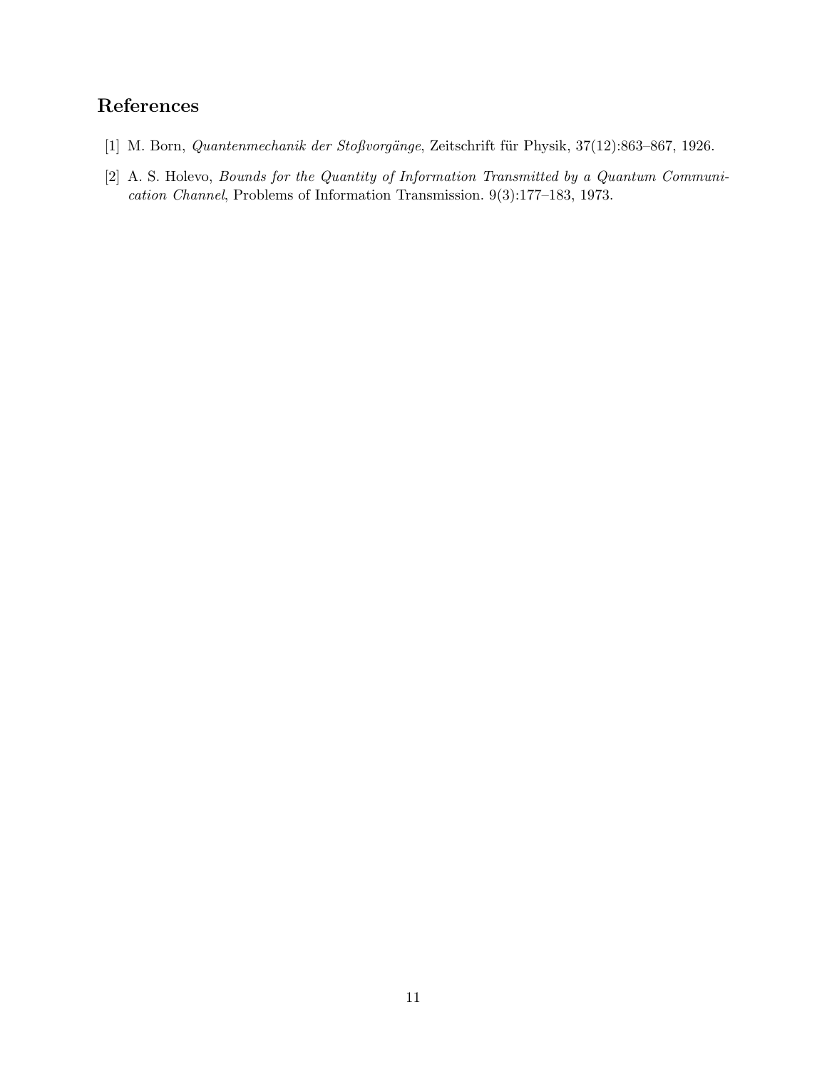## References

[1] M. Born, *Quantenmechanik der Stoßvorgänge*, Zeitschrift für Physik, 37(12):863–867, 1926.

[2] A. S. Holevo, *Bounds for the Quantity of Information Transmitted by a Quantum Communication Channel*, Problems of Information Transmission. 9(3):177–183, 1973.